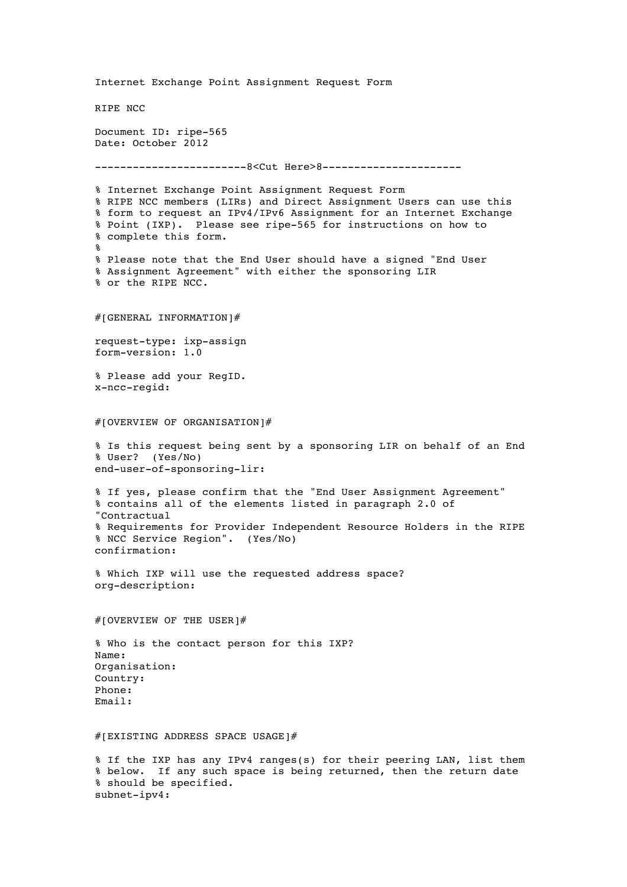Internet Exchange Point Assignment Request Form

RIPE NCC

Document ID: ripe-565
Date: October 2012

```
------------------------8<Cut Here>8----------------------

% Internet Exchange Point Assignment Request Form
% RIPE NCC members (LIRs) and Direct Assignment Users can use this
% form to request an IPv4/IPv6 Assignment for an Internet Exchange
% Point (IXP).  Please see ripe-565 for instructions on how to
% complete this form.
%
% Please note that the End User should have a signed "End User
% Assignment Agreement" with either the sponsoring LIR
% or the RIPE NCC.


#[GENERAL INFORMATION]#

request-type: ixp-assign
form-version: 1.0

% Please add your RegID.
x-ncc-regid:


#[OVERVIEW OF ORGANISATION]#

% Is this request being sent by a sponsoring LIR on behalf of an End
% User?  (Yes/No)
end-user-of-sponsoring-lir:

% If yes, please confirm that the "End User Assignment Agreement"
% contains all of the elements listed in paragraph 2.0 of
"Contractual
% Requirements for Provider Independent Resource Holders in the RIPE
% NCC Service Region".  (Yes/No)
confirmation:

% Which IXP will use the requested address space?
org-description:


#[OVERVIEW OF THE USER]#

% Who is the contact person for this IXP?
Name:
Organisation:
Country:
Phone:
Email:


#[EXISTING ADDRESS SPACE USAGE]#

% If the IXP has any IPv4 ranges(s) for their peering LAN, list them
% below.  If any such space is being returned, then the return date
% should be specified.
subnet-ipv4:
```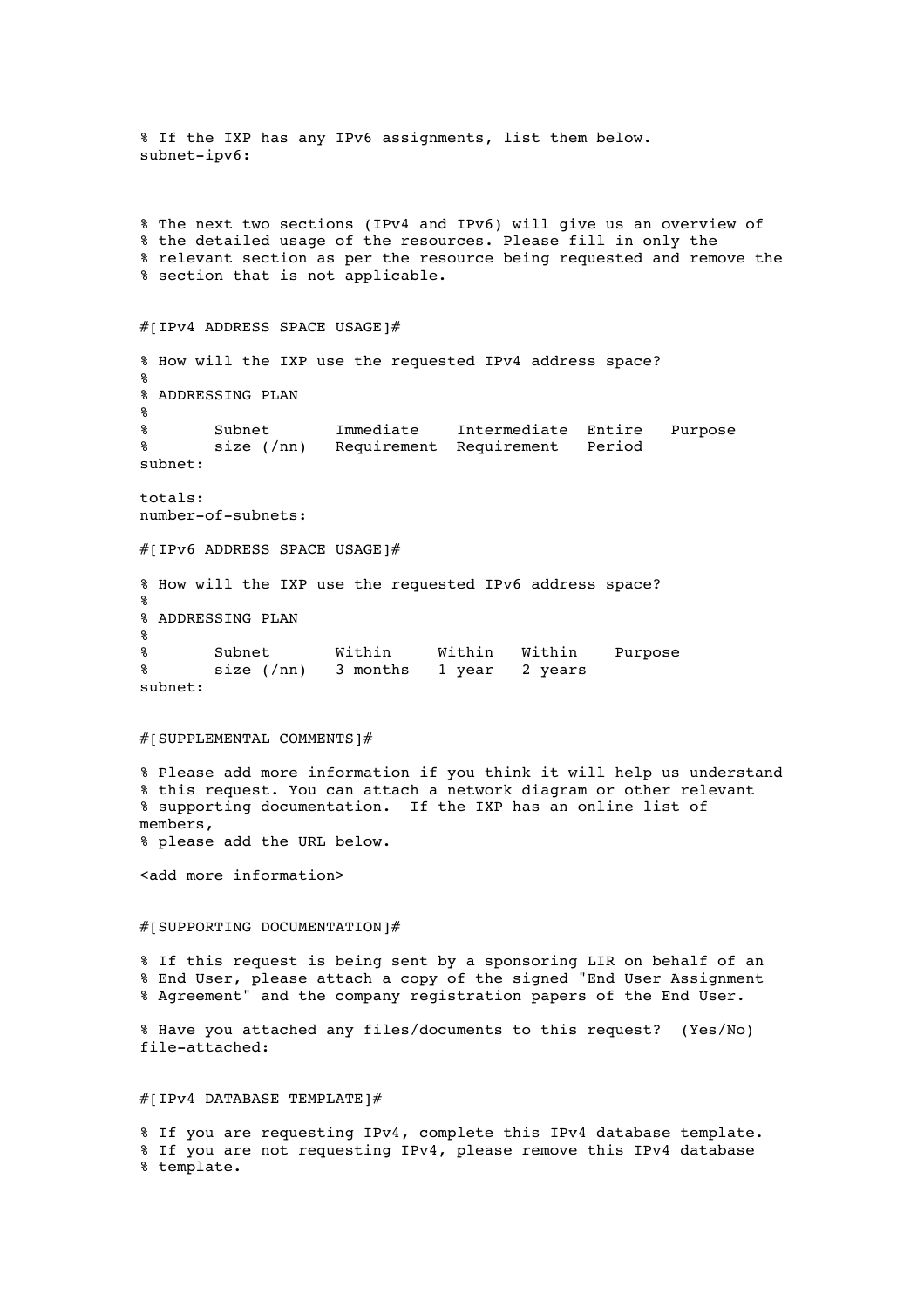```
% If the IXP has any IPv6 assignments, list them below.
subnet-ipv6:



% The next two sections (IPv4 and IPv6) will give us an overview of
% the detailed usage of the resources. Please fill in only the
% relevant section as per the resource being requested and remove the
% section that is not applicable.


#[IPv4 ADDRESS SPACE USAGE]#

% How will the IXP use the requested IPv4 address space?
%
% ADDRESSING PLAN
%
%       Subnet       Immediate    Intermediate  Entire   Purpose
%       size (/nn)   Requirement  Requirement   Period
subnet:

totals:
number-of-subnets:

#[IPv6 ADDRESS SPACE USAGE]#

% How will the IXP use the requested IPv6 address space?
%
% ADDRESSING PLAN
%
%       Subnet       Within     Within   Within    Purpose
%       size (/nn)   3 months   1 year   2 years
subnet:


#[SUPPLEMENTAL COMMENTS]#

% Please add more information if you think it will help us understand
% this request. You can attach a network diagram or other relevant
% supporting documentation.  If the IXP has an online list of
members,
% please add the URL below.

<add more information>


#[SUPPORTING DOCUMENTATION]#

% If this request is being sent by a sponsoring LIR on behalf of an
% End User, please attach a copy of the signed "End User Assignment
% Agreement" and the company registration papers of the End User.

% Have you attached any files/documents to this request?  (Yes/No)
file-attached:


#[IPv4 DATABASE TEMPLATE]#

% If you are requesting IPv4, complete this IPv4 database template.
% If you are not requesting IPv4, please remove this IPv4 database
% template.
```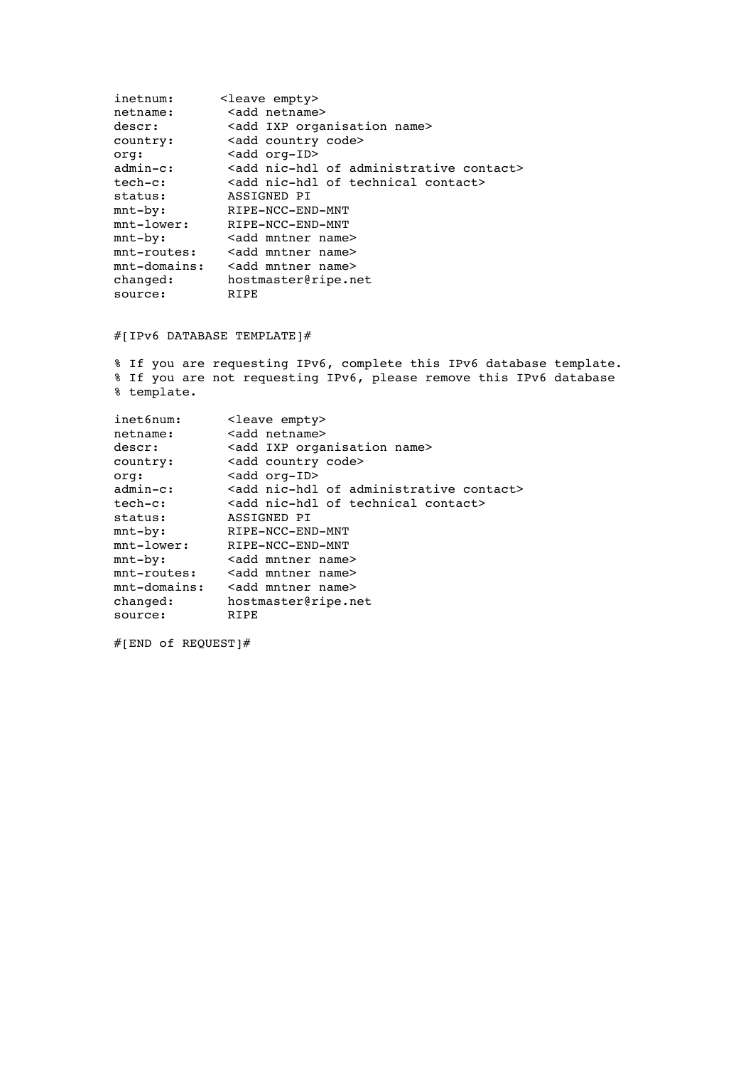```
inetnum:      <leave empty>
netname:       <add netname>
descr:         <add IXP organisation name>
country:       <add country code>
org:           <add org-ID>
admin-c:       <add nic-hdl of administrative contact>
tech-c:        <add nic-hdl of technical contact>
status:        ASSIGNED PI
mnt-by:        RIPE-NCC-END-MNT
mnt-lower:     RIPE-NCC-END-MNT
mnt-by:        <add mntner name>
mnt-routes:    <add mntner name>
mnt-domains:   <add mntner name>
changed:       hostmaster@ripe.net
source:        RIPE


#[IPv6 DATABASE TEMPLATE]#

% If you are requesting IPv6, complete this IPv6 database template.
% If you are not requesting IPv6, please remove this IPv6 database
% template.

inet6num:      <leave empty>
netname:       <add netname>
descr:         <add IXP organisation name>
country:       <add country code>
org:           <add org-ID>
admin-c:       <add nic-hdl of administrative contact>
tech-c:        <add nic-hdl of technical contact>
status:        ASSIGNED PI
mnt-by:        RIPE-NCC-END-MNT
mnt-lower:     RIPE-NCC-END-MNT
mnt-by:        <add mntner name>
mnt-routes:    <add mntner name>
mnt-domains:   <add mntner name>
changed:       hostmaster@ripe.net
source:        RIPE

#[END of REQUEST]#
```